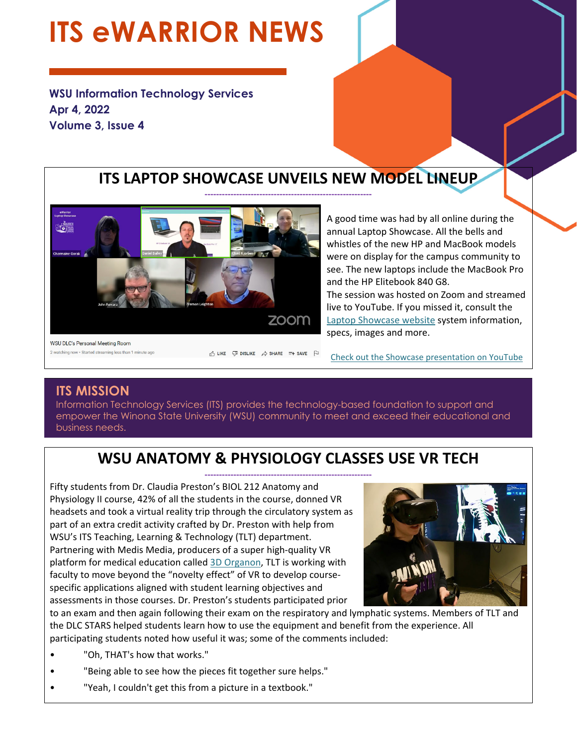# ITS eWARRIOR NEWS

**WSU Information Technology Services**
**Apr 4, 2022**
**Volume 3, Issue 4**

## ITS LAPTOP SHOWCASE UNVEILS NEW MODEL LINEUP

A good time was had by all online during the annual Laptop Showcase. All the bells and whistles of the new HP and MacBook models were on display for the campus community to see. The new laptops include the MacBook Pro and the HP Elitebook 840 G8.

The session was hosted on Zoom and streamed live to YouTube. If you missed it, consult the Laptop Showcase website system information, specs, images and more.

Check out the Showcase presentation on YouTube

## ITS MISSION

Information Technology Services (ITS) provides the technology-based foundation to support and empower the Winona State University (WSU) community to meet and exceed their educational and business needs.

## WSU ANATOMY & PHYSIOLOGY CLASSES USE VR TECH

Fifty students from Dr. Claudia Preston's BIOL 212 Anatomy and Physiology II course, 42% of all the students in the course, donned VR headsets and took a virtual reality trip through the circulatory system as part of an extra credit activity crafted by Dr. Preston with help from WSU's ITS Teaching, Learning & Technology (TLT) department. Partnering with Medis Media, producers of a super high-quality VR platform for medical education called 3D Organon, TLT is working with faculty to move beyond the "novelty effect" of VR to develop course-specific applications aligned with student learning objectives and assessments in those courses. Dr. Preston's students participated prior to an exam and then again following their exam on the respiratory and lymphatic systems. Members of TLT and the DLC STARS helped students learn how to use the equipment and benefit from the experience. All participating students noted how useful it was; some of the comments included:

- "Oh, THAT's how that works."
- "Being able to see how the pieces fit together sure helps."
- "Yeah, I couldn't get this from a picture in a textbook."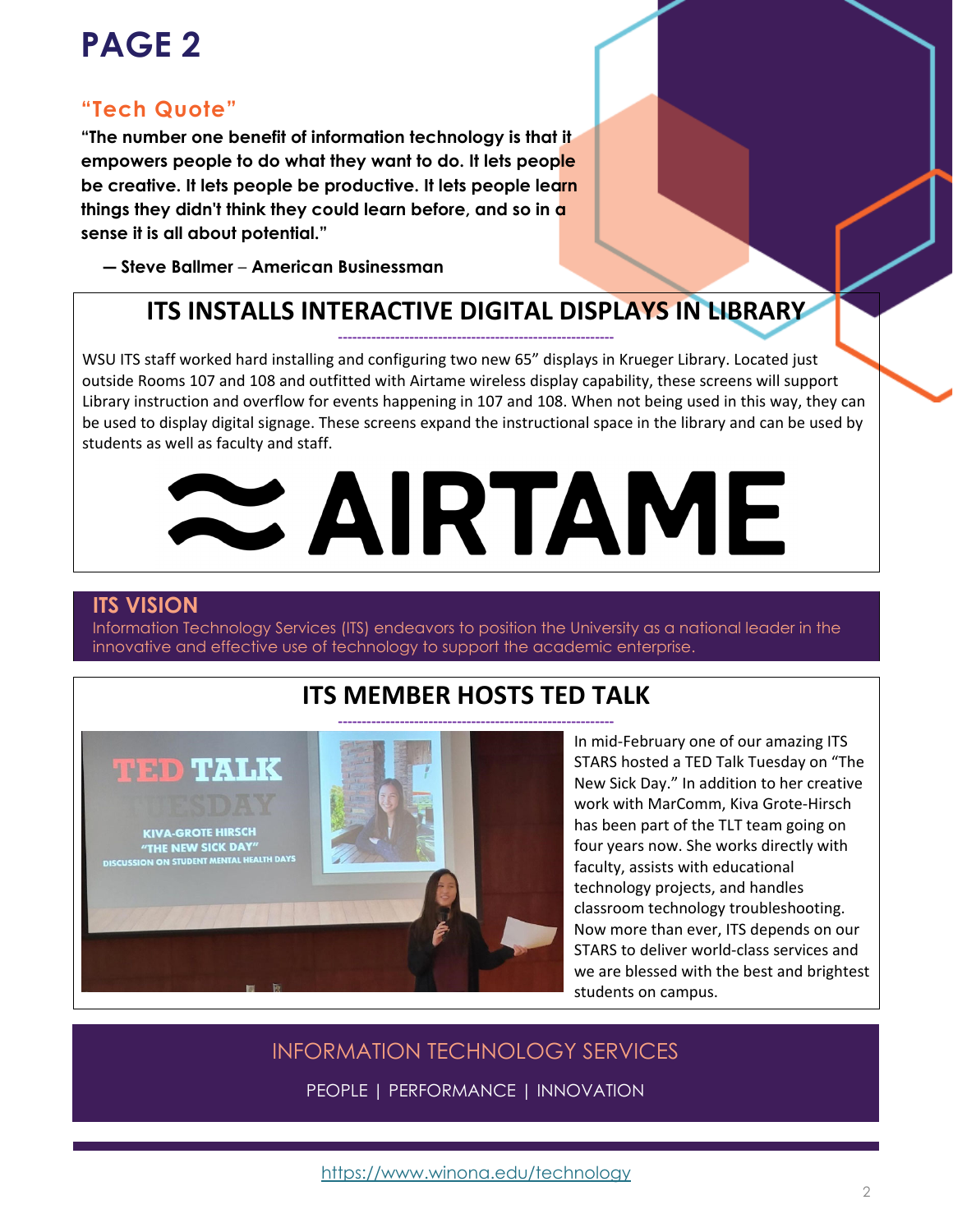# PAGE 2

## "Tech Quote"

**"The number one benefit of information technology is that it empowers people to do what they want to do. It lets people be creative. It lets people be productive. It lets people learn things they didn't think they could learn before, and so in a sense it is all about potential."**

**— Steve Ballmer – American Businessman**

## ITS INSTALLS INTERACTIVE DIGITAL DISPLAYS IN LIBRARY

WSU ITS staff worked hard installing and configuring two new 65" displays in Krueger Library. Located just outside Rooms 107 and 108 and outfitted with Airtame wireless display capability, these screens will support Library instruction and overflow for events happening in 107 and 108. When not being used in this way, they can be used to display digital signage. These screens expand the instructional space in the library and can be used by students as well as faculty and staff.

AIRTAME

## ITS VISION

Information Technology Services (ITS) endeavors to position the University as a national leader in the innovative and effective use of technology to support the academic enterprise.

## ITS MEMBER HOSTS TED TALK

TED TALK TUESDAY
KIVA-GROTE HIRSCH
"THE NEW SICK DAY"
DISCUSSION ON STUDENT MENTAL HEALTH DAYS

In mid-February one of our amazing ITS STARS hosted a TED Talk Tuesday on "The New Sick Day." In addition to her creative work with MarComm, Kiva Grote-Hirsch has been part of the TLT team going on four years now. She works directly with faculty, assists with educational technology projects, and handles classroom technology troubleshooting. Now more than ever, ITS depends on our STARS to deliver world-class services and we are blessed with the best and brightest students on campus.

INFORMATION TECHNOLOGY SERVICES

PEOPLE | PERFORMANCE | INNOVATION

https://www.winona.edu/technology